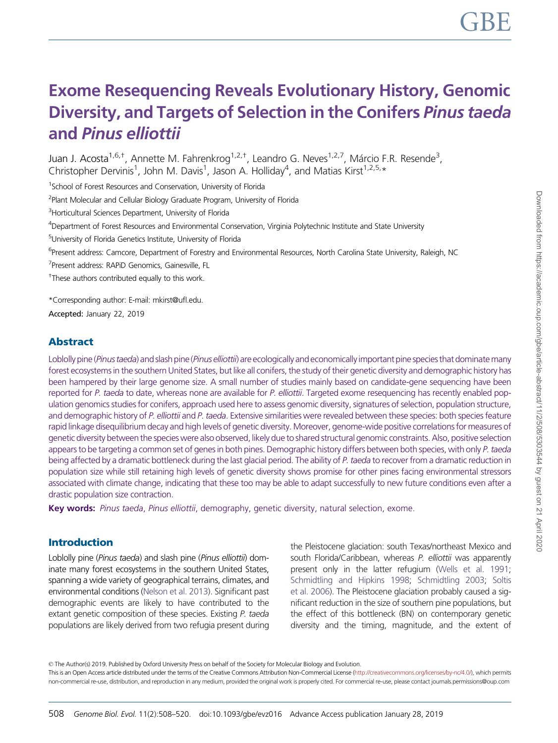# Exome Resequencing Reveals Evolutionary History, Genomic Diversity, and Targets of Selection in the Conifers *Pinus taeda* and *Pinus elliottii*

Juan J. Acosta[1,6,†], Annette M. Fahrenkrog[1,2,†], Leandro G. Neves[1,2,7], Márcio F.R. Resende[3], Christopher Dervinis[1], John M. Davis[1], Jason A. Holliday[4], and Matias Kirst[1,2,5,*]

[1]School of Forest Resources and Conservation, University of Florida

[2]Plant Molecular and Cellular Biology Graduate Program, University of Florida

[3]Horticultural Sciences Department, University of Florida

[4]Department of Forest Resources and Environmental Conservation, Virginia Polytechnic Institute and State University

[5]University of Florida Genetics Institute, University of Florida

[6]Present address: Camcore, Department of Forestry and Environmental Resources, North Carolina State University, Raleigh, NC

[7]Present address: RAPiD Genomics, Gainesville, FL

[†]These authors contributed equally to this work.

*Corresponding author: E-mail: mkirst@ufl.edu.

**Accepted:** January 22, 2019

## Abstract

Loblolly pine (*Pinus taeda*) and slash pine (*Pinus elliottii*) are ecologically and economically important pine species that dominate many forest ecosystems in the southern United States, but like all conifers, the study of their genetic diversity and demographic history has been hampered by their large genome size. A small number of studies mainly based on candidate-gene sequencing have been reported for *P. taeda* to date, whereas none are available for *P. elliottii*. Targeted exome resequencing has recently enabled population genomics studies for conifers, approach used here to assess genomic diversity, signatures of selection, population structure, and demographic history of *P. elliottii* and *P. taeda*. Extensive similarities were revealed between these species: both species feature rapid linkage disequilibrium decay and high levels of genetic diversity. Moreover, genome-wide positive correlations for measures of genetic diversity between the species were also observed, likely due to shared structural genomic constraints. Also, positive selection appears to be targeting a common set of genes in both pines. Demographic history differs between both species, with only *P. taeda* being affected by a dramatic bottleneck during the last glacial period. The ability of *P. taeda* to recover from a dramatic reduction in population size while still retaining high levels of genetic diversity shows promise for other pines facing environmental stressors associated with climate change, indicating that these too may be able to adapt successfully to new future conditions even after a drastic population size contraction.

**Key words:** *Pinus taeda*, *Pinus elliottii*, demography, genetic diversity, natural selection, exome.

## Introduction

Loblolly pine (*Pinus taeda*) and slash pine (*Pinus elliottii*) dominate many forest ecosystems in the southern United States, spanning a wide variety of geographical terrains, climates, and environmental conditions (Nelson et al. 2013). Significant past demographic events are likely to have contributed to the extant genetic composition of these species. Existing *P. taeda* populations are likely derived from two refugia present during the Pleistocene glaciation: south Texas/northeast Mexico and south Florida/Caribbean, whereas *P. elliottii* was apparently present only in the latter refugium (Wells et al. 1991; Schmidtling and Hipkins 1998; Schmidtling 2003; Soltis et al. 2006). The Pleistocene glaciation probably caused a significant reduction in the size of southern pine populations, but the effect of this bottleneck (BN) on contemporary genetic diversity and the timing, magnitude, and the extent of

© The Author(s) 2019. Published by Oxford University Press on behalf of the Society for Molecular Biology and Evolution.

This is an Open Access article distributed under the terms of the Creative Commons Attribution Non-Commercial License (http://creativecommons.org/licenses/by-nc/4.0/), which permits non-commercial re-use, distribution, and reproduction in any medium, provided the original work is properly cited. For commercial re-use, please contact journals.permissions@oup.com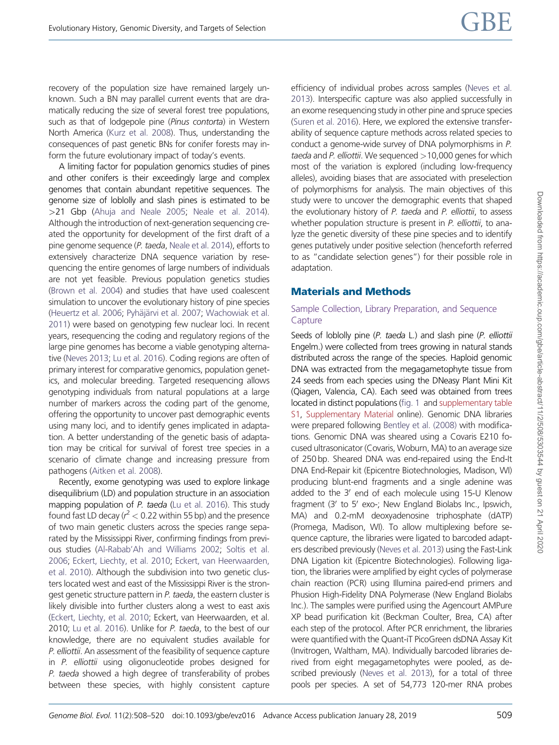recovery of the population size have remained largely unknown. Such a BN may parallel current events that are dramatically reducing the size of several forest tree populations, such as that of lodgepole pine (*Pinus contorta*) in Western North America (Kurz et al. 2008). Thus, understanding the consequences of past genetic BNs for conifer forests may inform the future evolutionary impact of today's events.

A limiting factor for population genomics studies of pines and other conifers is their exceedingly large and complex genomes that contain abundant repetitive sequences. The genome size of loblolly and slash pines is estimated to be >21 Gbp (Ahuja and Neale 2005; Neale et al. 2014). Although the introduction of next-generation sequencing created the opportunity for development of the first draft of a pine genome sequence (*P. taeda*, Neale et al. 2014), efforts to extensively characterize DNA sequence variation by resequencing the entire genomes of large numbers of individuals are not yet feasible. Previous population genetics studies (Brown et al. 2004) and studies that have used coalescent simulation to uncover the evolutionary history of pine species (Heuertz et al. 2006; Pyhäjärvi et al. 2007; Wachowiak et al. 2011) were based on genotyping few nuclear loci. In recent years, resequencing the coding and regulatory regions of the large pine genomes has become a viable genotyping alternative (Neves 2013; Lu et al. 2016). Coding regions are often of primary interest for comparative genomics, population genetics, and molecular breeding. Targeted resequencing allows genotyping individuals from natural populations at a large number of markers across the coding part of the genome, offering the opportunity to uncover past demographic events using many loci, and to identify genes implicated in adaptation. A better understanding of the genetic basis of adaptation may be critical for survival of forest tree species in a scenario of climate change and increasing pressure from pathogens (Aitken et al. 2008).

Recently, exome genotyping was used to explore linkage disequilibrium (LD) and population structure in an association mapping population of *P. taeda* (Lu et al. 2016). This study found fast LD decay ($r^2 < 0.22$ within 55 bp) and the presence of two main genetic clusters across the species range separated by the Mississippi River, confirming findings from previous studies (Al-Rabab'Ah and Williams 2002; Soltis et al. 2006; Eckert, Liechty, et al. 2010; Eckert, van Heerwaarden, et al. 2010). Although the subdivision into two genetic clusters located west and east of the Mississippi River is the strongest genetic structure pattern in *P. taeda*, the eastern cluster is likely divisible into further clusters along a west to east axis (Eckert, Liechty, et al. 2010; Eckert, van Heerwaarden, et al. 2010; Lu et al. 2016). Unlike for *P. taeda*, to the best of our knowledge, there are no equivalent studies available for *P. elliottii*. An assessment of the feasibility of sequence capture in *P. elliottii* using oligonucleotide probes designed for *P. taeda* showed a high degree of transferability of probes between these species, with highly consistent capture efficiency of individual probes across samples (Neves et al. 2013). Interspecific capture was also applied successfully in an exome resequencing study in other pine and spruce species (Suren et al. 2016). Here, we explored the extensive transferability of sequence capture methods across related species to conduct a genome-wide survey of DNA polymorphisms in *P. taeda* and *P. elliottii*. We sequenced >10,000 genes for which most of the variation is explored (including low-frequency alleles), avoiding biases that are associated with preselection of polymorphisms for analysis. The main objectives of this study were to uncover the demographic events that shaped the evolutionary history of *P. taeda* and *P. elliottii*, to assess whether population structure is present in *P. elliottii*, to analyze the genetic diversity of these pine species and to identify genes putatively under positive selection (henceforth referred to as "candidate selection genes") for their possible role in adaptation.

## Materials and Methods

### Sample Collection, Library Preparation, and Sequence Capture

Seeds of loblolly pine (*P. taeda* L.) and slash pine (*P. elliottii* Engelm.) were collected from trees growing in natural stands distributed across the range of the species. Haploid genomic DNA was extracted from the megagametophyte tissue from 24 seeds from each species using the DNeasy Plant Mini Kit (Qiagen, Valencia, CA). Each seed was obtained from trees located in distinct populations (fig. 1 and supplementary table S1, Supplementary Material online). Genomic DNA libraries were prepared following Bentley et al. (2008) with modifications. Genomic DNA was sheared using a Covaris E210 focused ultrasonicator (Covaris, Woburn, MA) to an average size of 250 bp. Sheared DNA was end-repaired using the End-It DNA End-Repair kit (Epicentre Biotechnologies, Madison, WI) producing blunt-end fragments and a single adenine was added to the 3′ end of each molecule using 15-U Klenow fragment (3′ to 5′ exo-; New England Biolabs Inc., Ipswich, MA) and 0.2-mM deoxyadenosine triphosphate (dATP) (Promega, Madison, WI). To allow multiplexing before sequence capture, the libraries were ligated to barcoded adapters described previously (Neves et al. 2013) using the Fast-Link DNA Ligation kit (Epicentre Biotechnologies). Following ligation, the libraries were amplified by eight cycles of polymerase chain reaction (PCR) using Illumina paired-end primers and Phusion High-Fidelity DNA Polymerase (New England Biolabs Inc.). The samples were purified using the Agencourt AMPure XP bead purification kit (Beckman Coulter, Brea, CA) after each step of the protocol. After PCR enrichment, the libraries were quantified with the Quant-iT PicoGreen dsDNA Assay Kit (Invitrogen, Waltham, MA). Individually barcoded libraries derived from eight megagametophytes were pooled, as described previously (Neves et al. 2013), for a total of three pools per species. A set of 54,773 120-mer RNA probes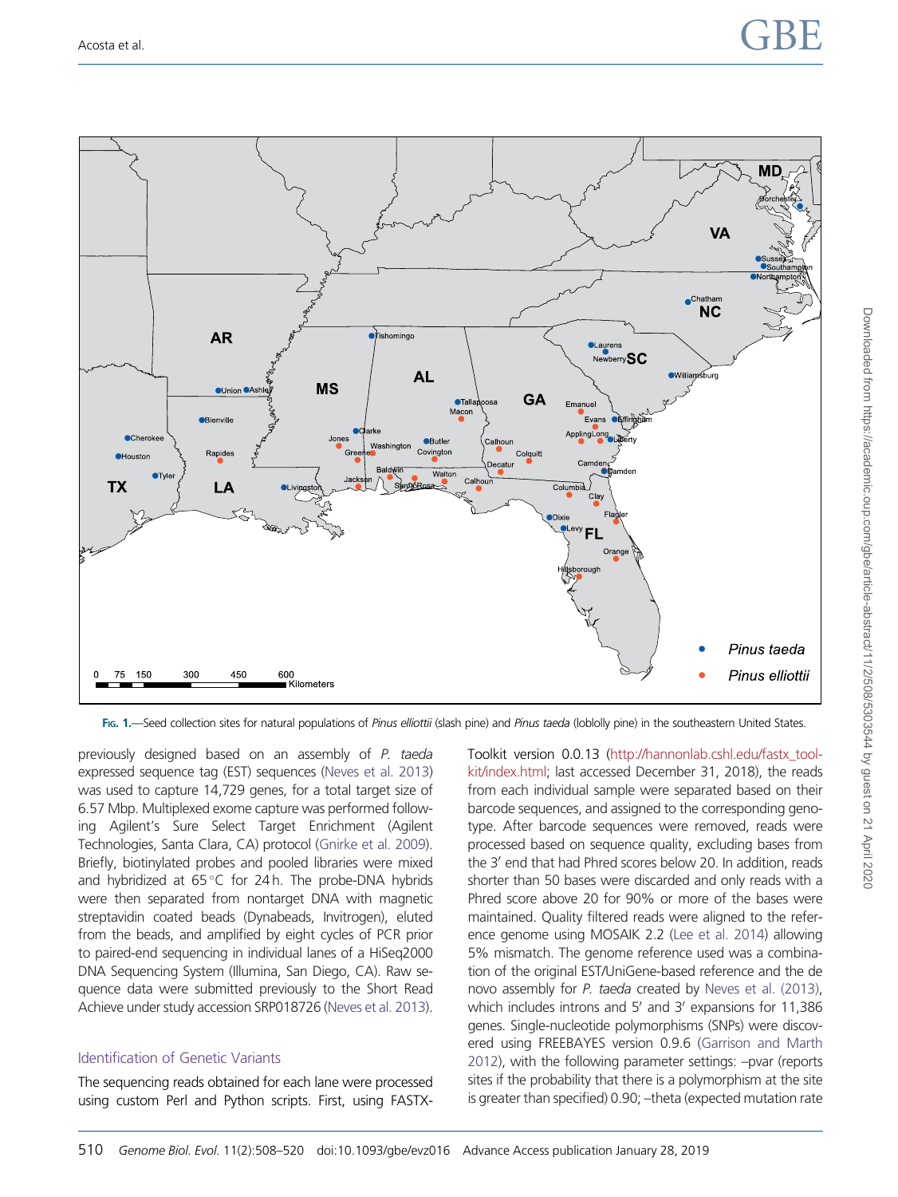FIG. 1.—Seed collection sites for natural populations of *Pinus elliottii* (slash pine) and *Pinus taeda* (loblolly pine) in the southeastern United States.

previously designed based on an assembly of *P. taeda* expressed sequence tag (EST) sequences (Neves et al. 2013) was used to capture 14,729 genes, for a total target size of 6.57 Mbp. Multiplexed exome capture was performed following Agilent's Sure Select Target Enrichment (Agilent Technologies, Santa Clara, CA) protocol (Gnirke et al. 2009). Briefly, biotinylated probes and pooled libraries were mixed and hybridized at 65 °C for 24 h. The probe-DNA hybrids were then separated from nontarget DNA with magnetic streptavidin coated beads (Dynabeads, Invitrogen), eluted from the beads, and amplified by eight cycles of PCR prior to paired-end sequencing in individual lanes of a HiSeq2000 DNA Sequencing System (Illumina, San Diego, CA). Raw sequence data were submitted previously to the Short Read Achieve under study accession SRP018726 (Neves et al. 2013).

### Identification of Genetic Variants

The sequencing reads obtained for each lane were processed using custom Perl and Python scripts. First, using FASTX-Toolkit version 0.0.13 (http://hannonlab.cshl.edu/fastx_toolkit/index.html; last accessed December 31, 2018), the reads from each individual sample were separated based on their barcode sequences, and assigned to the corresponding genotype. After barcode sequences were removed, reads were processed based on sequence quality, excluding bases from the 3′ end that had Phred scores below 20. In addition, reads shorter than 50 bases were discarded and only reads with a Phred score above 20 for 90% or more of the bases were maintained. Quality filtered reads were aligned to the reference genome using MOSAIK 2.2 (Lee et al. 2014) allowing 5% mismatch. The genome reference used was a combination of the original EST/UniGene-based reference and the de novo assembly for *P. taeda* created by Neves et al. (2013), which includes introns and 5′ and 3′ expansions for 11,386 genes. Single-nucleotide polymorphisms (SNPs) were discovered using FREEBAYES version 0.9.6 (Garrison and Marth 2012), with the following parameter settings: –pvar (reports sites if the probability that there is a polymorphism at the site is greater than specified) 0.90; –theta (expected mutation rate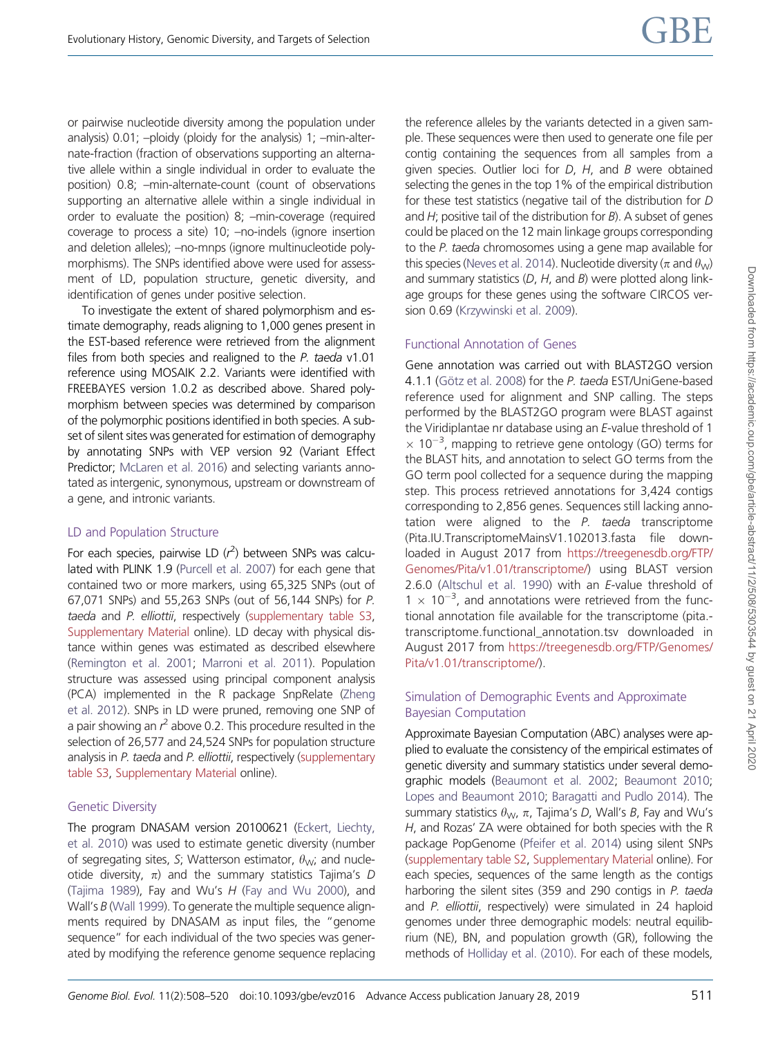or pairwise nucleotide diversity among the population under analysis) 0.01; –ploidy (ploidy for the analysis) 1; –min-alternate-fraction (fraction of observations supporting an alternative allele within a single individual in order to evaluate the position) 0.8; –min-alternate-count (count of observations supporting an alternative allele within a single individual in order to evaluate the position) 8; –min-coverage (required coverage to process a site) 10; –no-indels (ignore insertion and deletion alleles); –no-mnps (ignore multinucleotide polymorphisms). The SNPs identified above were used for assessment of LD, population structure, genetic diversity, and identification of genes under positive selection.

To investigate the extent of shared polymorphism and estimate demography, reads aligning to 1,000 genes present in the EST-based reference were retrieved from the alignment files from both species and realigned to the *P. taeda* v1.01 reference using MOSAIK 2.2. Variants were identified with FREEBAYES version 1.0.2 as described above. Shared polymorphism between species was determined by comparison of the polymorphic positions identified in both species. A subset of silent sites was generated for estimation of demography by annotating SNPs with VEP version 92 (Variant Effect Predictor; McLaren et al. 2016) and selecting variants annotated as intergenic, synonymous, upstream or downstream of a gene, and intronic variants.

### LD and Population Structure

For each species, pairwise LD ($r^2$) between SNPs was calculated with PLINK 1.9 (Purcell et al. 2007) for each gene that contained two or more markers, using 65,325 SNPs (out of 67,071 SNPs) and 55,263 SNPs (out of 56,144 SNPs) for *P. taeda* and *P. elliottii*, respectively (supplementary table S3, Supplementary Material online). LD decay with physical distance within genes was estimated as described elsewhere (Remington et al. 2001; Marroni et al. 2011). Population structure was assessed using principal component analysis (PCA) implemented in the R package SnpRelate (Zheng et al. 2012). SNPs in LD were pruned, removing one SNP of a pair showing an $r^2$ above 0.2. This procedure resulted in the selection of 26,577 and 24,524 SNPs for population structure analysis in *P. taeda* and *P. elliottii*, respectively (supplementary table S3, Supplementary Material online).

### Genetic Diversity

The program DNASAM version 20100621 (Eckert, Liechty, et al. 2010) was used to estimate genetic diversity (number of segregating sites, *S*; Watterson estimator, $\theta_W$; and nucleotide diversity, $\pi$) and the summary statistics Tajima's *D* (Tajima 1989), Fay and Wu's *H* (Fay and Wu 2000), and Wall's *B* (Wall 1999). To generate the multiple sequence alignments required by DNASAM as input files, the "genome sequence" for each individual of the two species was generated by modifying the reference genome sequence replacing the reference alleles by the variants detected in a given sample. These sequences were then used to generate one file per contig containing the sequences from all samples from a given species. Outlier loci for *D*, *H*, and *B* were obtained selecting the genes in the top 1% of the empirical distribution for these test statistics (negative tail of the distribution for *D* and *H*; positive tail of the distribution for *B*). A subset of genes could be placed on the 12 main linkage groups corresponding to the *P. taeda* chromosomes using a gene map available for this species (Neves et al. 2014). Nucleotide diversity ($\pi$ and $\theta_W$) and summary statistics (*D*, *H*, and *B*) were plotted along linkage groups for these genes using the software CIRCOS version 0.69 (Krzywinski et al. 2009).

### Functional Annotation of Genes

Gene annotation was carried out with BLAST2GO version 4.1.1 (Götz et al. 2008) for the *P. taeda* EST/UniGene-based reference used for alignment and SNP calling. The steps performed by the BLAST2GO program were BLAST against the Viridiplantae nr database using an *E*-value threshold of $1 \times 10^{-3}$, mapping to retrieve gene ontology (GO) terms for the BLAST hits, and annotation to select GO terms from the GO term pool collected for a sequence during the mapping step. This process retrieved annotations for 3,424 contigs corresponding to 2,856 genes. Sequences still lacking annotation were aligned to the *P. taeda* transcriptome (Pita.IU.TranscriptomeMainsV1.102013.fasta file downloaded in August 2017 from https://treegenesdb.org/FTP/Genomes/Pita/v1.01/transcriptome/) using BLAST version 2.6.0 (Altschul et al. 1990) with an *E*-value threshold of $1 \times 10^{-3}$, and annotations were retrieved from the functional annotation file available for the transcriptome (pita.-transcriptome.functional_annotation.tsv downloaded in August 2017 from https://treegenesdb.org/FTP/Genomes/Pita/v1.01/transcriptome/).

### Simulation of Demographic Events and Approximate Bayesian Computation

Approximate Bayesian Computation (ABC) analyses were applied to evaluate the consistency of the empirical estimates of genetic diversity and summary statistics under several demographic models (Beaumont et al. 2002; Beaumont 2010; Lopes and Beaumont 2010; Baragatti and Pudlo 2014). The summary statistics $\theta_W$, $\pi$, Tajima's *D*, Wall's *B*, Fay and Wu's *H*, and Rozas' ZA were obtained for both species with the R package PopGenome (Pfeifer et al. 2014) using silent SNPs (supplementary table S2, Supplementary Material online). For each species, sequences of the same length as the contigs harboring the silent sites (359 and 290 contigs in *P. taeda* and *P. elliottii*, respectively) were simulated in 24 haploid genomes under three demographic models: neutral equilibrium (NE), BN, and population growth (GR), following the methods of Holliday et al. (2010). For each of these models,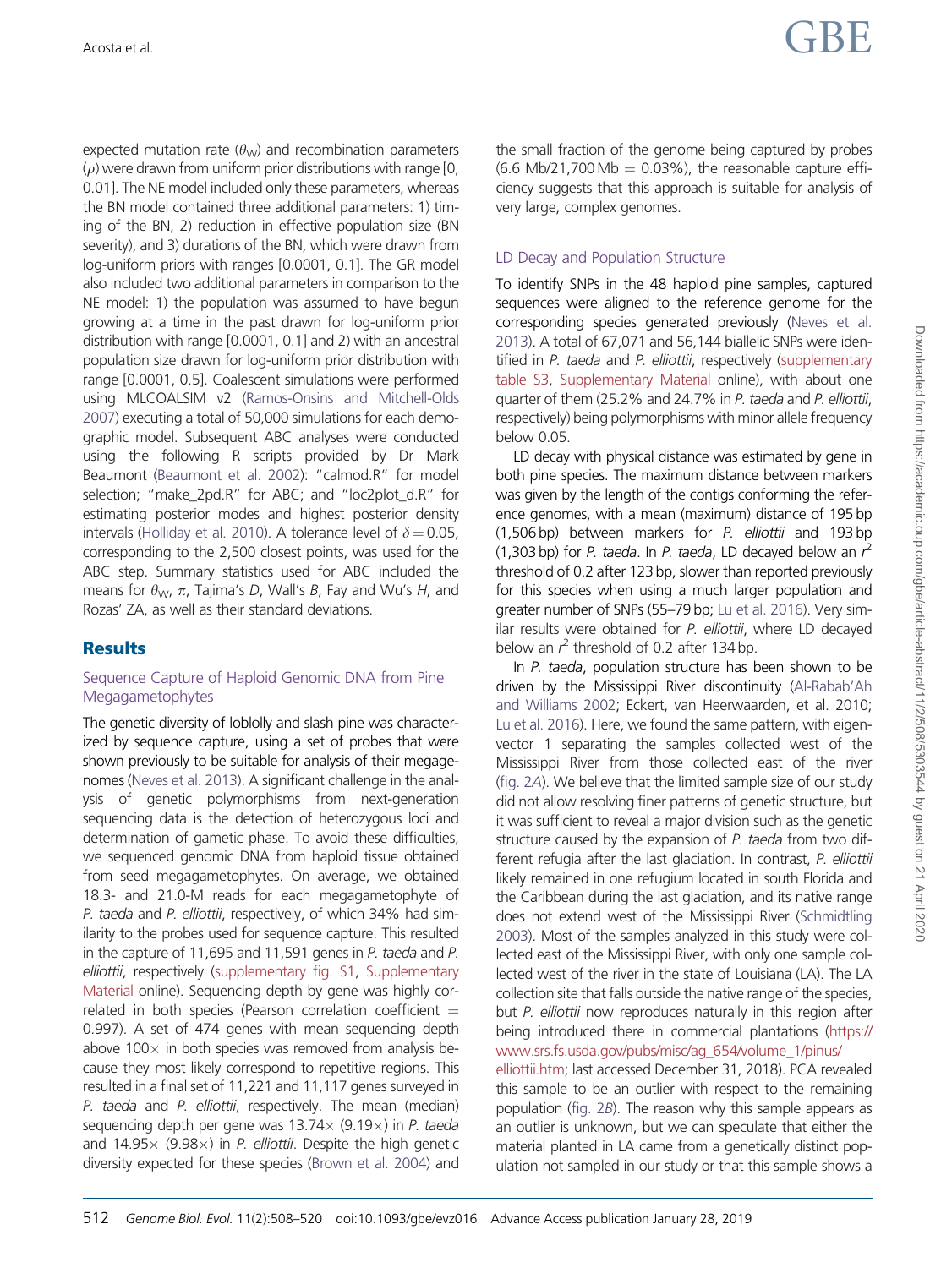expected mutation rate ($\theta_W$) and recombination parameters ($\rho$) were drawn from uniform prior distributions with range [0, 0.01]. The NE model included only these parameters, whereas the BN model contained three additional parameters: 1) timing of the BN, 2) reduction in effective population size (BN severity), and 3) durations of the BN, which were drawn from log-uniform priors with ranges [0.0001, 0.1]. The GR model also included two additional parameters in comparison to the NE model: 1) the population was assumed to have begun growing at a time in the past drawn for log-uniform prior distribution with range [0.0001, 0.1] and 2) with an ancestral population size drawn for log-uniform prior distribution with range [0.0001, 0.5]. Coalescent simulations were performed using MLCOALSIM v2 (Ramos-Onsins and Mitchell-Olds 2007) executing a total of 50,000 simulations for each demographic model. Subsequent ABC analyses were conducted using the following R scripts provided by Dr Mark Beaumont (Beaumont et al. 2002): "calmod.R" for model selection; "make_2pd.R" for ABC; and "loc2plot_d.R" for estimating posterior modes and highest posterior density intervals (Holliday et al. 2010). A tolerance level of $\delta = 0.05$, corresponding to the 2,500 closest points, was used for the ABC step. Summary statistics used for ABC included the means for $\theta_W$, $\pi$, Tajima's $D$, Wall's $B$, Fay and Wu's $H$, and Rozas' ZA, as well as their standard deviations.

## Results

### Sequence Capture of Haploid Genomic DNA from Pine Megagametophytes

The genetic diversity of loblolly and slash pine was characterized by sequence capture, using a set of probes that were shown previously to be suitable for analysis of their megagenomes (Neves et al. 2013). A significant challenge in the analysis of genetic polymorphisms from next-generation sequencing data is the detection of heterozygous loci and determination of gametic phase. To avoid these difficulties, we sequenced genomic DNA from haploid tissue obtained from seed megagametophytes. On average, we obtained 18.3- and 21.0-M reads for each megagametophyte of *P. taeda* and *P. elliottii*, respectively, of which 34% had similarity to the probes used for sequence capture. This resulted in the capture of 11,695 and 11,591 genes in *P. taeda* and *P. elliottii*, respectively (supplementary fig. S1, Supplementary Material online). Sequencing depth by gene was highly correlated in both species (Pearson correlation coefficient = 0.997). A set of 474 genes with mean sequencing depth above 100× in both species was removed from analysis because they most likely correspond to repetitive regions. This resulted in a final set of 11,221 and 11,117 genes surveyed in *P. taeda* and *P. elliottii*, respectively. The mean (median) sequencing depth per gene was 13.74× (9.19×) in *P. taeda* and 14.95× (9.98×) in *P. elliottii*. Despite the high genetic diversity expected for these species (Brown et al. 2004) and the small fraction of the genome being captured by probes (6.6 Mb/21,700 Mb = 0.03%), the reasonable capture efficiency suggests that this approach is suitable for analysis of very large, complex genomes.

### LD Decay and Population Structure

To identify SNPs in the 48 haploid pine samples, captured sequences were aligned to the reference genome for the corresponding species generated previously (Neves et al. 2013). A total of 67,071 and 56,144 biallelic SNPs were identified in *P. taeda* and *P. elliottii*, respectively (supplementary table S3, Supplementary Material online), with about one quarter of them (25.2% and 24.7% in *P. taeda* and *P. elliottii*, respectively) being polymorphisms with minor allele frequency below 0.05.

LD decay with physical distance was estimated by gene in both pine species. The maximum distance between markers was given by the length of the contigs conforming the reference genomes, with a mean (maximum) distance of 195 bp (1,506 bp) between markers for *P. elliottii* and 193 bp (1,303 bp) for *P. taeda*. In *P. taeda*, LD decayed below an $r^2$ threshold of 0.2 after 123 bp, slower than reported previously for this species when using a much larger population and greater number of SNPs (55–79 bp; Lu et al. 2016). Very similar results were obtained for *P. elliottii*, where LD decayed below an $r^2$ threshold of 0.2 after 134 bp.

In *P. taeda*, population structure has been shown to be driven by the Mississippi River discontinuity (Al-Rabab'Ah and Williams 2002; Eckert, van Heerwaarden, et al. 2010; Lu et al. 2016). Here, we found the same pattern, with eigenvector 1 separating the samples collected west of the Mississippi River from those collected east of the river (fig. 2A). We believe that the limited sample size of our study did not allow resolving finer patterns of genetic structure, but it was sufficient to reveal a major division such as the genetic structure caused by the expansion of *P. taeda* from two different refugia after the last glaciation. In contrast, *P. elliottii* likely remained in one refugium located in south Florida and the Caribbean during the last glaciation, and its native range does not extend west of the Mississippi River (Schmidtling 2003). Most of the samples analyzed in this study were collected east of the Mississippi River, with only one sample collected west of the river in the state of Louisiana (LA). The LA collection site that falls outside the native range of the species, but *P. elliottii* now reproduces naturally in this region after being introduced there in commercial plantations (https://www.srs.fs.usda.gov/pubs/misc/ag_654/volume_1/pinus/elliottii.htm; last accessed December 31, 2018). PCA revealed this sample to be an outlier with respect to the remaining population (fig. 2B). The reason why this sample appears as an outlier is unknown, but we can speculate that either the material planted in LA came from a genetically distinct population not sampled in our study or that this sample shows a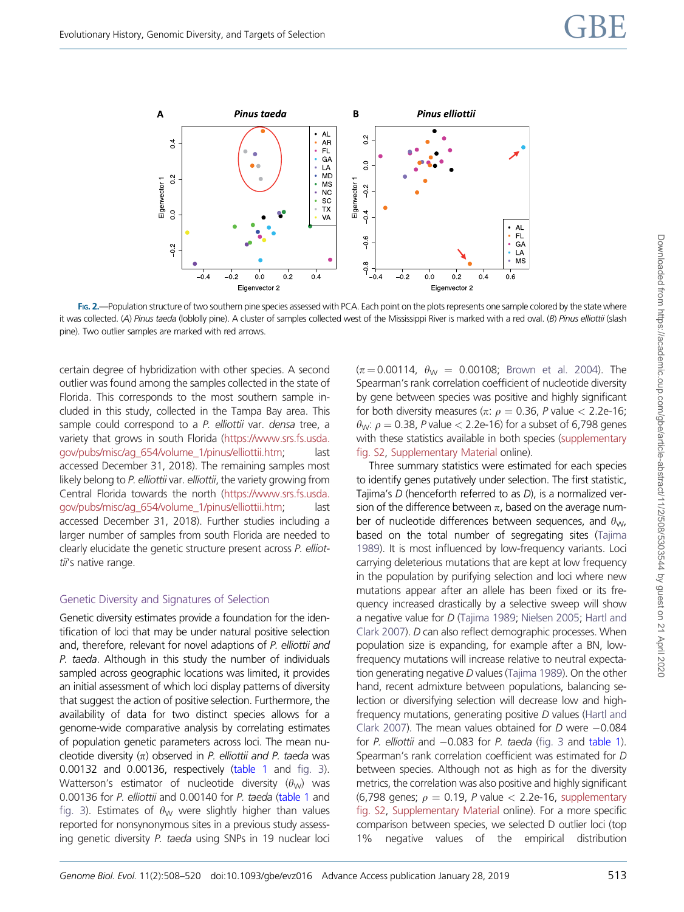Fig. 2.—Population structure of two southern pine species assessed with PCA. Each point on the plots represents one sample colored by the state where it was collected. (*A*) *Pinus taeda* (loblolly pine). A cluster of samples collected west of the Mississippi River is marked with a red oval. (*B*) *Pinus elliottii* (slash pine). Two outlier samples are marked with red arrows.

certain degree of hybridization with other species. A second outlier was found among the samples collected in the state of Florida. This corresponds to the most southern sample included in this study, collected in the Tampa Bay area. This sample could correspond to a *P. elliottii* var. *densa* tree, a variety that grows in south Florida (https://www.srs.fs.usda.gov/pubs/misc/ag_654/volume_1/pinus/elliottii.htm; last accessed December 31, 2018). The remaining samples most likely belong to *P. elliottii* var. *elliottii*, the variety growing from Central Florida towards the north (https://www.srs.fs.usda.gov/pubs/misc/ag_654/volume_1/pinus/elliottii.htm; last accessed December 31, 2018). Further studies including a larger number of samples from south Florida are needed to clearly elucidate the genetic structure present across *P. elliottii*'s native range.

## Genetic Diversity and Signatures of Selection

Genetic diversity estimates provide a foundation for the identification of loci that may be under natural positive selection and, therefore, relevant for novel adaptions of *P. elliottii and P. taeda*. Although in this study the number of individuals sampled across geographic locations was limited, it provides an initial assessment of which loci display patterns of diversity that suggest the action of positive selection. Furthermore, the availability of data for two distinct species allows for a genome-wide comparative analysis by correlating estimates of population genetic parameters across loci. The mean nucleotide diversity ($\pi$) observed in *P. elliottii and P. taeda* was 0.00132 and 0.00136, respectively (table 1 and fig. 3). Watterson's estimator of nucleotide diversity ($\theta_W$) was 0.00136 for *P. elliottii* and 0.00140 for *P. taeda* (table 1 and fig. 3). Estimates of $\theta_W$ were slightly higher than values reported for nonsynonymous sites in a previous study assessing genetic diversity *P. taeda* using SNPs in 19 nuclear loci ($\pi = 0.00114$, $\theta_W = 0.00108$; Brown et al. 2004). The Spearman's rank correlation coefficient of nucleotide diversity by gene between species was positive and highly significant for both diversity measures ($\pi$: $\rho = 0.36$, *P* value $< 2.2\text{e-}16$; $\theta_W$: $\rho = 0.38$, *P* value $< 2.2\text{e-}16$) for a subset of 6,798 genes with these statistics available in both species (supplementary fig. S2, Supplementary Material online).

Three summary statistics were estimated for each species to identify genes putatively under selection. The first statistic, Tajima's *D* (henceforth referred to as *D*), is a normalized version of the difference between $\pi$, based on the average number of nucleotide differences between sequences, and $\theta_W$, based on the total number of segregating sites (Tajima 1989). It is most influenced by low-frequency variants. Loci carrying deleterious mutations that are kept at low frequency in the population by purifying selection and loci where new mutations appear after an allele has been fixed or its frequency increased drastically by a selective sweep will show a negative value for *D* (Tajima 1989; Nielsen 2005; Hartl and Clark 2007). *D* can also reflect demographic processes. When population size is expanding, for example after a BN, low-frequency mutations will increase relative to neutral expectation generating negative *D* values (Tajima 1989). On the other hand, recent admixture between populations, balancing selection or diversifying selection will decrease low and high-frequency mutations, generating positive *D* values (Hartl and Clark 2007). The mean values obtained for *D* were −0.084 for *P. elliottii* and −0.083 for *P. taeda* (fig. 3 and table 1). Spearman's rank correlation coefficient was estimated for *D* between species. Although not as high as for the diversity metrics, the correlation was also positive and highly significant (6,798 genes; $\rho = 0.19$, *P* value $< 2.2\text{e-}16$, supplementary fig. S2, Supplementary Material online). For a more specific comparison between species, we selected D outlier loci (top 1% negative values of the empirical distribution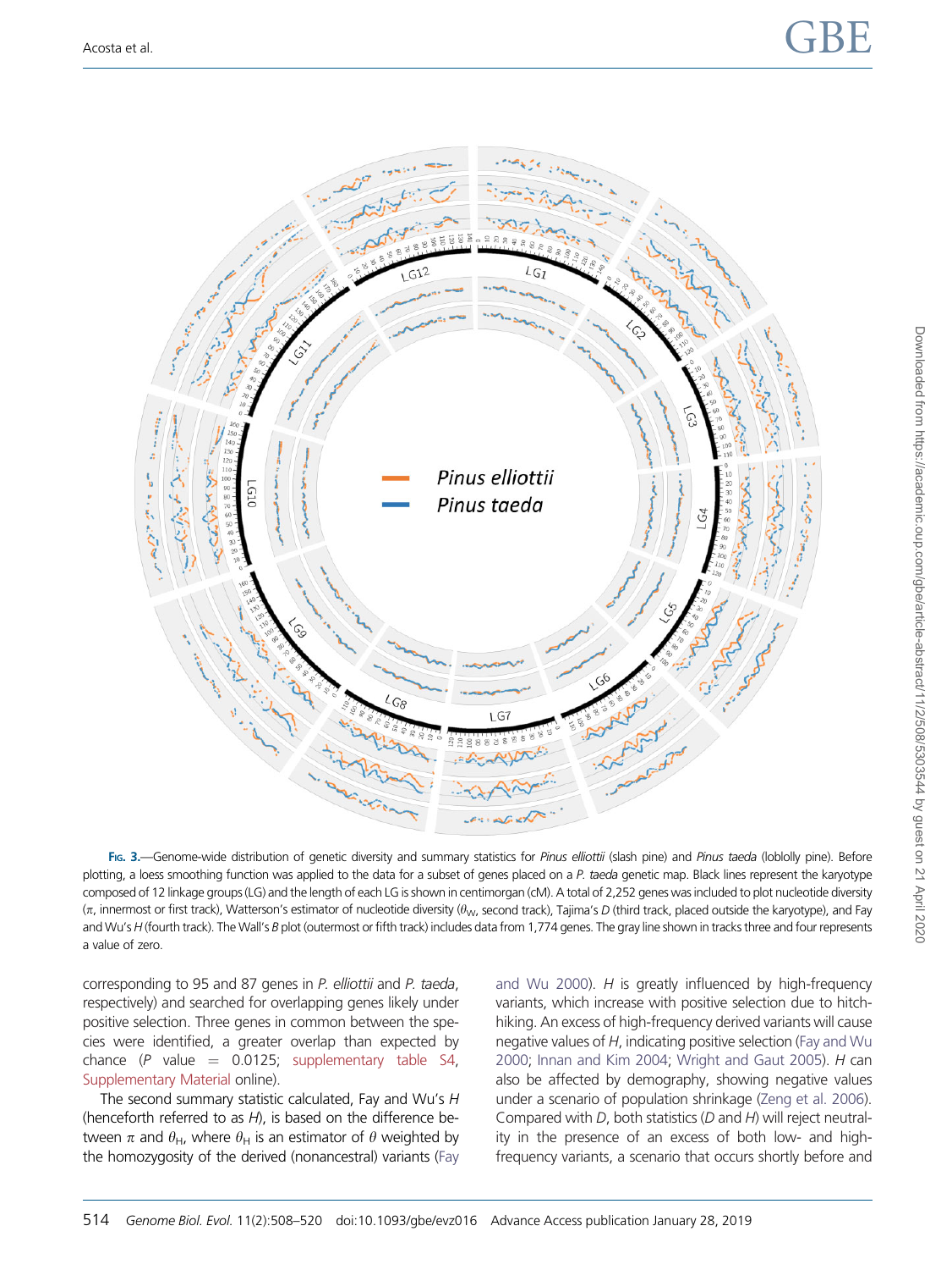FIG. 3.—Genome-wide distribution of genetic diversity and summary statistics for *Pinus elliottii* (slash pine) and *Pinus taeda* (loblolly pine). Before plotting, a loess smoothing function was applied to the data for a subset of genes placed on a *P. taeda* genetic map. Black lines represent the karyotype composed of 12 linkage groups (LG) and the length of each LG is shown in centimorgan (cM). A total of 2,252 genes was included to plot nucleotide diversity ($\pi$, innermost or first track), Watterson's estimator of nucleotide diversity ($\theta_W$, second track), Tajima's *D* (third track, placed outside the karyotype), and Fay and Wu's *H* (fourth track). The Wall's *B* plot (outermost or fifth track) includes data from 1,774 genes. The gray line shown in tracks three and four represents a value of zero.

corresponding to 95 and 87 genes in *P. elliottii* and *P. taeda*, respectively) and searched for overlapping genes likely under positive selection. Three genes in common between the species were identified, a greater overlap than expected by chance ($P$ value = 0.0125; supplementary table S4, Supplementary Material online).

The second summary statistic calculated, Fay and Wu's *H* (henceforth referred to as *H*), is based on the difference between $\pi$ and $\theta_H$, where $\theta_H$ is an estimator of $\theta$ weighted by the homozygosity of the derived (nonancestral) variants (Fay and Wu 2000). *H* is greatly influenced by high-frequency variants, which increase with positive selection due to hitchhiking. An excess of high-frequency derived variants will cause negative values of *H*, indicating positive selection (Fay and Wu 2000; Innan and Kim 2004; Wright and Gaut 2005). *H* can also be affected by demography, showing negative values under a scenario of population shrinkage (Zeng et al. 2006). Compared with *D*, both statistics (*D* and *H*) will reject neutrality in the presence of an excess of both low- and high-frequency variants, a scenario that occurs shortly before and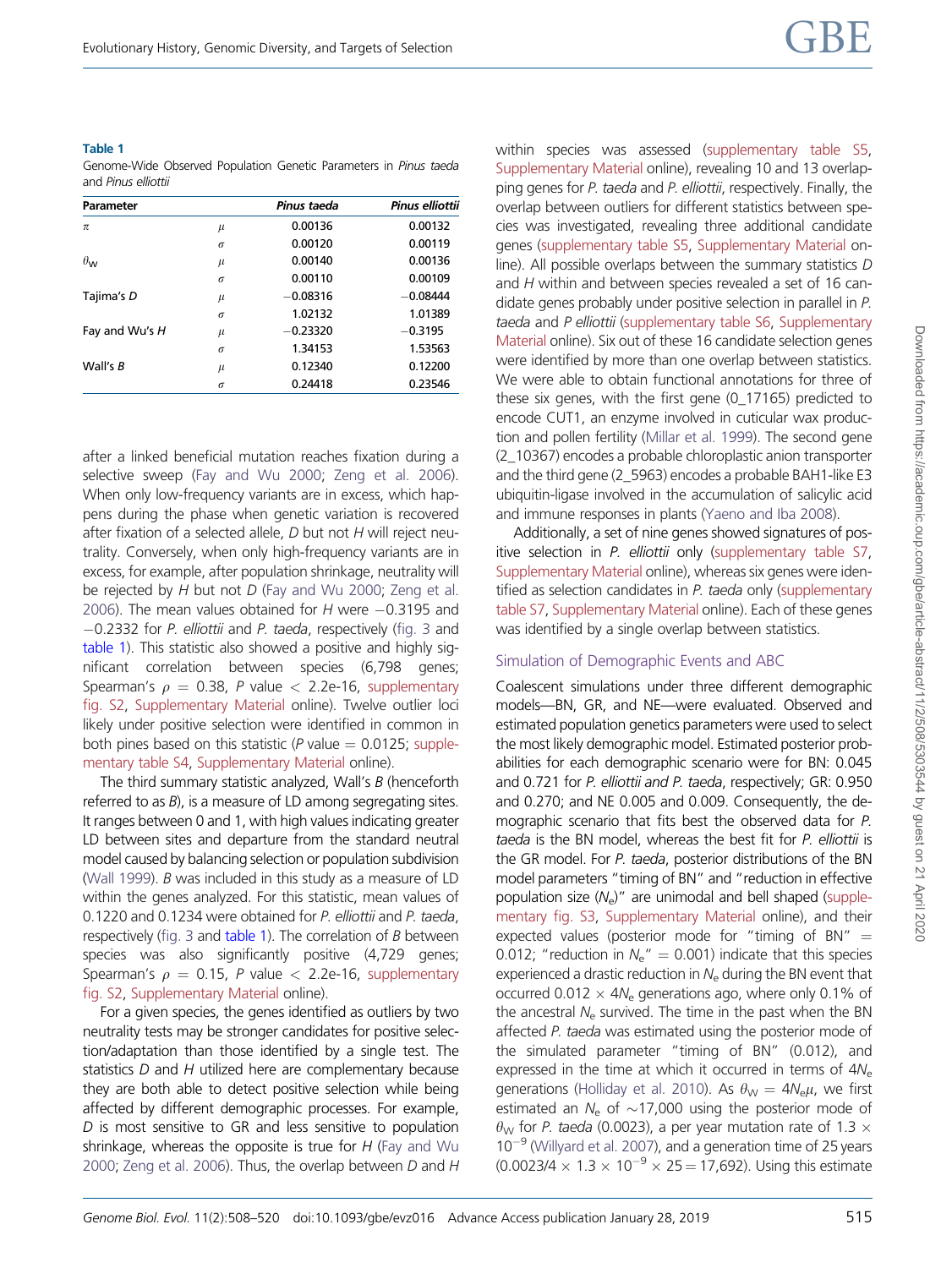**Table 1**
Genome-Wide Observed Population Genetic Parameters in *Pinus taeda* and *Pinus elliottii*

| Parameter | | *Pinus taeda* | *Pinus elliottii* |
|---|---|---|---|
| $\pi$ | $\mu$ | 0.00136 | 0.00132 |
| | $\sigma$ | 0.00120 | 0.00119 |
| $\theta_W$ | $\mu$ | 0.00140 | 0.00136 |
| | $\sigma$ | 0.00110 | 0.00109 |
| Tajima's *D* | $\mu$ | −0.08316 | −0.08444 |
| | $\sigma$ | 1.02132 | 1.01389 |
| Fay and Wu's *H* | $\mu$ | −0.23320 | −0.3195 |
| | $\sigma$ | 1.34153 | 1.53563 |
| Wall's *B* | $\mu$ | 0.12340 | 0.12200 |
| | $\sigma$ | 0.24418 | 0.23546 |

after a linked beneficial mutation reaches fixation during a selective sweep (Fay and Wu 2000; Zeng et al. 2006). When only low-frequency variants are in excess, which happens during the phase when genetic variation is recovered after fixation of a selected allele, *D* but not *H* will reject neutrality. Conversely, when only high-frequency variants are in excess, for example, after population shrinkage, neutrality will be rejected by *H* but not *D* (Fay and Wu 2000; Zeng et al. 2006). The mean values obtained for *H* were −0.3195 and −0.2332 for *P. elliottii* and *P. taeda*, respectively (fig. 3 and table 1). This statistic also showed a positive and highly significant correlation between species (6,798 genes; Spearman's $\rho = 0.38$, *P* value $< 2.2\text{e-}16$, supplementary fig. S2, Supplementary Material online). Twelve outlier loci likely under positive selection were identified in common in both pines based on this statistic (*P* value = 0.0125; supplementary table S4, Supplementary Material online).

The third summary statistic analyzed, Wall's *B* (henceforth referred to as *B*), is a measure of LD among segregating sites. It ranges between 0 and 1, with high values indicating greater LD between sites and departure from the standard neutral model caused by balancing selection or population subdivision (Wall 1999). *B* was included in this study as a measure of LD within the genes analyzed. For this statistic, mean values of 0.1220 and 0.1234 were obtained for *P. elliottii* and *P. taeda*, respectively (fig. 3 and table 1). The correlation of *B* between species was also significantly positive (4,729 genes; Spearman's $\rho = 0.15$, *P* value $< 2.2\text{e-}16$, supplementary fig. S2, Supplementary Material online).

For a given species, the genes identified as outliers by two neutrality tests may be stronger candidates for positive selection/adaptation than those identified by a single test. The statistics *D* and *H* utilized here are complementary because they are both able to detect positive selection while being affected by different demographic processes. For example, *D* is most sensitive to GR and less sensitive to population shrinkage, whereas the opposite is true for *H* (Fay and Wu 2000; Zeng et al. 2006). Thus, the overlap between *D* and *H* within species was assessed (supplementary table S5, Supplementary Material online), revealing 10 and 13 overlapping genes for *P. taeda* and *P. elliottii*, respectively. Finally, the overlap between outliers for different statistics between species was investigated, revealing three additional candidate genes (supplementary table S5, Supplementary Material online). All possible overlaps between the summary statistics *D* and *H* within and between species revealed a set of 16 candidate genes probably under positive selection in parallel in *P. taeda* and *P elliottii* (supplementary table S6, Supplementary Material online). Six out of these 16 candidate selection genes were identified by more than one overlap between statistics. We were able to obtain functional annotations for three of these six genes, with the first gene (0_17165) predicted to encode CUT1, an enzyme involved in cuticular wax production and pollen fertility (Millar et al. 1999). The second gene (2_10367) encodes a probable chloroplastic anion transporter and the third gene (2_5963) encodes a probable BAH1-like E3 ubiquitin-ligase involved in the accumulation of salicylic acid and immune responses in plants (Yaeno and Iba 2008).

Additionally, a set of nine genes showed signatures of positive selection in *P. elliottii* only (supplementary table S7, Supplementary Material online), whereas six genes were identified as selection candidates in *P. taeda* only (supplementary table S7, Supplementary Material online). Each of these genes was identified by a single overlap between statistics.

### Simulation of Demographic Events and ABC

Coalescent simulations under three different demographic models—BN, GR, and NE—were evaluated. Observed and estimated population genetics parameters were used to select the most likely demographic model. Estimated posterior probabilities for each demographic scenario were for BN: 0.045 and 0.721 for *P. elliottii and P. taeda*, respectively; GR: 0.950 and 0.270; and NE 0.005 and 0.009. Consequently, the demographic scenario that fits best the observed data for *P. taeda* is the BN model, whereas the best fit for *P. elliottii* is the GR model. For *P. taeda*, posterior distributions of the BN model parameters "timing of BN" and "reduction in effective population size ($N_e$)" are unimodal and bell shaped (supplementary fig. S3, Supplementary Material online), and their expected values (posterior mode for "timing of BN" = 0.012; "reduction in $N_e$" = 0.001) indicate that this species experienced a drastic reduction in $N_e$ during the BN event that occurred $0.012 \times 4N_e$ generations ago, where only 0.1% of the ancestral $N_e$ survived. The time in the past when the BN affected *P. taeda* was estimated using the posterior mode of the simulated parameter "timing of BN" (0.012), and expressed in the time at which it occurred in terms of $4N_e$ generations (Holliday et al. 2010). As $\theta_W = 4N_e\mu$, we first estimated an $N_e$ of ~17,000 using the posterior mode of $\theta_W$ for *P. taeda* (0.0023), a per year mutation rate of $1.3 \times 10^{-9}$ (Willyard et al. 2007), and a generation time of 25 years ($0.0023/4 \times 1.3 \times 10^{-9} \times 25 = 17{,}692$). Using this estimate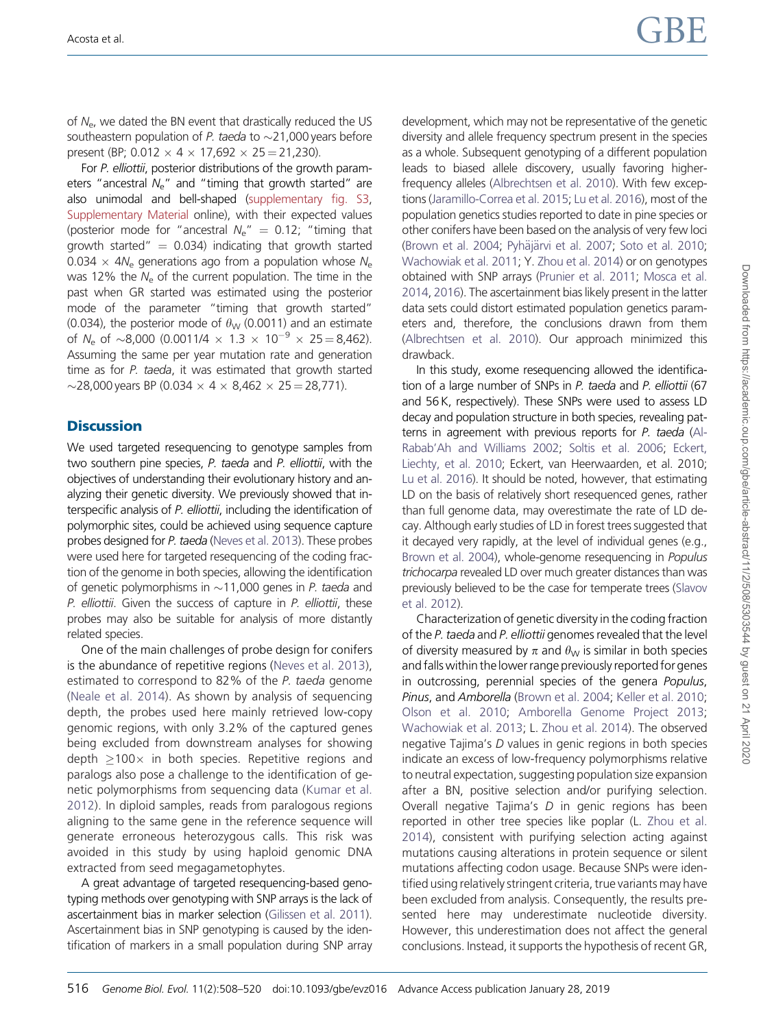of $N_e$, we dated the BN event that drastically reduced the US southeastern population of *P. taeda* to ~21,000 years before present (BP; $0.012 \times 4 \times 17{,}692 \times 25 = 21{,}230$).

For *P. elliottii*, posterior distributions of the growth parameters "ancestral $N_e$" and "timing that growth started" are also unimodal and bell-shaped (supplementary fig. S3, Supplementary Material online), with their expected values (posterior mode for "ancestral $N_e$" = 0.12; "timing that growth started" = 0.034) indicating that growth started $0.034 \times 4N_e$ generations ago from a population whose $N_e$ was 12% the $N_e$ of the current population. The time in the past when GR started was estimated using the posterior mode of the parameter "timing that growth started" (0.034), the posterior mode of $\theta_W$ (0.0011) and an estimate of $N_e$ of ~8,000 ($0.0011/4 \times 1.3 \times 10^{-9} \times 25 = 8{,}462$). Assuming the same per year mutation rate and generation time as for *P. taeda*, it was estimated that growth started ~28,000 years BP ($0.034 \times 4 \times 8{,}462 \times 25 = 28{,}771$).

## Discussion

We used targeted resequencing to genotype samples from two southern pine species, *P. taeda* and *P. elliottii*, with the objectives of understanding their evolutionary history and analyzing their genetic diversity. We previously showed that interspecific analysis of *P. elliottii*, including the identification of polymorphic sites, could be achieved using sequence capture probes designed for *P. taeda* (Neves et al. 2013). These probes were used here for targeted resequencing of the coding fraction of the genome in both species, allowing the identification of genetic polymorphisms in ~11,000 genes in *P. taeda* and *P. elliottii*. Given the success of capture in *P. elliottii*, these probes may also be suitable for analysis of more distantly related species.

One of the main challenges of probe design for conifers is the abundance of repetitive regions (Neves et al. 2013), estimated to correspond to 82% of the *P. taeda* genome (Neale et al. 2014). As shown by analysis of sequencing depth, the probes used here mainly retrieved low-copy genomic regions, with only 3.2% of the captured genes being excluded from downstream analyses for showing depth ≥100× in both species. Repetitive regions and paralogs also pose a challenge to the identification of genetic polymorphisms from sequencing data (Kumar et al. 2012). In diploid samples, reads from paralogous regions aligning to the same gene in the reference sequence will generate erroneous heterozygous calls. This risk was avoided in this study by using haploid genomic DNA extracted from seed megagametophytes.

A great advantage of targeted resequencing-based genotyping methods over genotyping with SNP arrays is the lack of ascertainment bias in marker selection (Gilissen et al. 2011). Ascertainment bias in SNP genotyping is caused by the identification of markers in a small population during SNP array development, which may not be representative of the genetic diversity and allele frequency spectrum present in the species as a whole. Subsequent genotyping of a different population leads to biased allele discovery, usually favoring higher-frequency alleles (Albrechtsen et al. 2010). With few exceptions (Jaramillo-Correa et al. 2015; Lu et al. 2016), most of the population genetics studies reported to date in pine species or other conifers have been based on the analysis of very few loci (Brown et al. 2004; Pyhäjärvi et al. 2007; Soto et al. 2010; Wachowiak et al. 2011; Y. Zhou et al. 2014) or on genotypes obtained with SNP arrays (Prunier et al. 2011; Mosca et al. 2014, 2016). The ascertainment bias likely present in the latter data sets could distort estimated population genetics parameters and, therefore, the conclusions drawn from them (Albrechtsen et al. 2010). Our approach minimized this drawback.

In this study, exome resequencing allowed the identification of a large number of SNPs in *P. taeda* and *P. elliottii* (67 and 56 K, respectively). These SNPs were used to assess LD decay and population structure in both species, revealing patterns in agreement with previous reports for *P. taeda* (Al-Rabab'Ah and Williams 2002; Soltis et al. 2006; Eckert, Liechty, et al. 2010; Eckert, van Heerwaarden, et al. 2010; Lu et al. 2016). It should be noted, however, that estimating LD on the basis of relatively short resequenced genes, rather than full genome data, may overestimate the rate of LD decay. Although early studies of LD in forest trees suggested that it decayed very rapidly, at the level of individual genes (e.g., Brown et al. 2004), whole-genome resequencing in *Populus trichocarpa* revealed LD over much greater distances than was previously believed to be the case for temperate trees (Slavov et al. 2012).

Characterization of genetic diversity in the coding fraction of the *P. taeda* and *P. elliottii* genomes revealed that the level of diversity measured by $\pi$ and $\theta_W$ is similar in both species and falls within the lower range previously reported for genes in outcrossing, perennial species of the genera *Populus*, *Pinus*, and *Amborella* (Brown et al. 2004; Keller et al. 2010; Olson et al. 2010; Amborella Genome Project 2013; Wachowiak et al. 2013; L. Zhou et al. 2014). The observed negative Tajima's *D* values in genic regions in both species indicate an excess of low-frequency polymorphisms relative to neutral expectation, suggesting population size expansion after a BN, positive selection and/or purifying selection. Overall negative Tajima's *D* in genic regions has been reported in other tree species like poplar (L. Zhou et al. 2014), consistent with purifying selection acting against mutations causing alterations in protein sequence or silent mutations affecting codon usage. Because SNPs were identified using relatively stringent criteria, true variants may have been excluded from analysis. Consequently, the results presented here may underestimate nucleotide diversity. However, this underestimation does not affect the general conclusions. Instead, it supports the hypothesis of recent GR,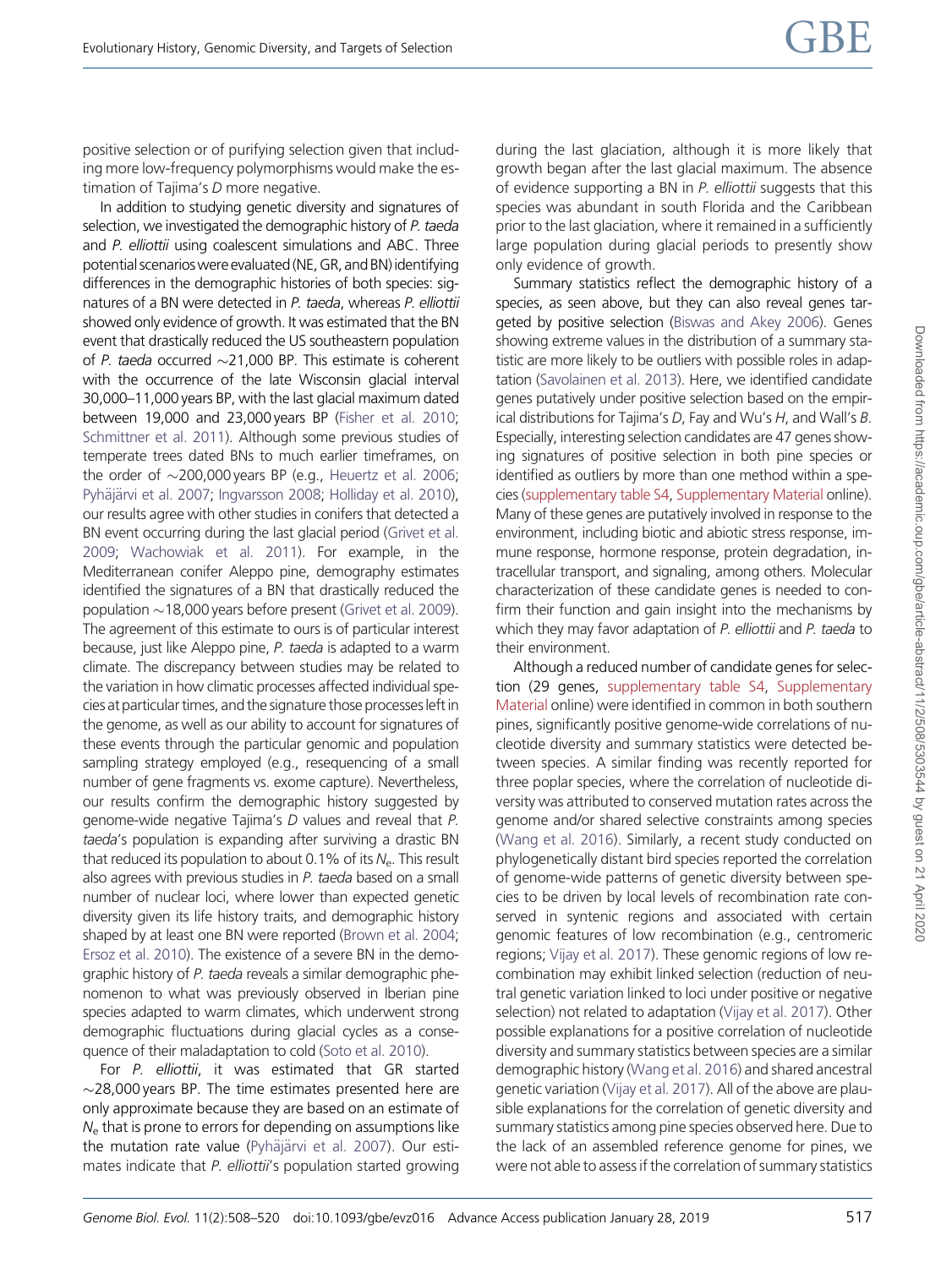positive selection or of purifying selection given that including more low-frequency polymorphisms would make the estimation of Tajima's *D* more negative.

In addition to studying genetic diversity and signatures of selection, we investigated the demographic history of *P. taeda* and *P. elliottii* using coalescent simulations and ABC. Three potential scenarios were evaluated (NE, GR, and BN) identifying differences in the demographic histories of both species: signatures of a BN were detected in *P. taeda*, whereas *P. elliottii* showed only evidence of growth. It was estimated that the BN event that drastically reduced the US southeastern population of *P. taeda* occurred ∼21,000 BP. This estimate is coherent with the occurrence of the late Wisconsin glacial interval 30,000–11,000 years BP, with the last glacial maximum dated between 19,000 and 23,000 years BP (Fisher et al. 2010; Schmittner et al. 2011). Although some previous studies of temperate trees dated BNs to much earlier timeframes, on the order of ∼200,000 years BP (e.g., Heuertz et al. 2006; Pyhäjärvi et al. 2007; Ingvarsson 2008; Holliday et al. 2010), our results agree with other studies in conifers that detected a BN event occurring during the last glacial period (Grivet et al. 2009; Wachowiak et al. 2011). For example, in the Mediterranean conifer Aleppo pine, demography estimates identified the signatures of a BN that drastically reduced the population ∼18,000 years before present (Grivet et al. 2009). The agreement of this estimate to ours is of particular interest because, just like Aleppo pine, *P. taeda* is adapted to a warm climate. The discrepancy between studies may be related to the variation in how climatic processes affected individual species at particular times, and the signature those processes left in the genome, as well as our ability to account for signatures of these events through the particular genomic and population sampling strategy employed (e.g., resequencing of a small number of gene fragments vs. exome capture). Nevertheless, our results confirm the demographic history suggested by genome-wide negative Tajima's *D* values and reveal that *P. taeda*'s population is expanding after surviving a drastic BN that reduced its population to about 0.1% of its $N_e$. This result also agrees with previous studies in *P. taeda* based on a small number of nuclear loci, where lower than expected genetic diversity given its life history traits, and demographic history shaped by at least one BN were reported (Brown et al. 2004; Ersoz et al. 2010). The existence of a severe BN in the demographic history of *P. taeda* reveals a similar demographic phenomenon to what was previously observed in Iberian pine species adapted to warm climates, which underwent strong demographic fluctuations during glacial cycles as a consequence of their maladaptation to cold (Soto et al. 2010).

For *P. elliottii*, it was estimated that GR started ∼28,000 years BP. The time estimates presented here are only approximate because they are based on an estimate of $N_e$ that is prone to errors for depending on assumptions like the mutation rate value (Pyhäjärvi et al. 2007). Our estimates indicate that *P. elliottii*'s population started growing during the last glaciation, although it is more likely that growth began after the last glacial maximum. The absence of evidence supporting a BN in *P. elliottii* suggests that this species was abundant in south Florida and the Caribbean prior to the last glaciation, where it remained in a sufficiently large population during glacial periods to presently show only evidence of growth.

Summary statistics reflect the demographic history of a species, as seen above, but they can also reveal genes targeted by positive selection (Biswas and Akey 2006). Genes showing extreme values in the distribution of a summary statistic are more likely to be outliers with possible roles in adaptation (Savolainen et al. 2013). Here, we identified candidate genes putatively under positive selection based on the empirical distributions for Tajima's *D*, Fay and Wu's *H*, and Wall's *B*. Especially, interesting selection candidates are 47 genes showing signatures of positive selection in both pine species or identified as outliers by more than one method within a species (supplementary table S4, Supplementary Material online). Many of these genes are putatively involved in response to the environment, including biotic and abiotic stress response, immune response, hormone response, protein degradation, intracellular transport, and signaling, among others. Molecular characterization of these candidate genes is needed to confirm their function and gain insight into the mechanisms by which they may favor adaptation of *P. elliottii* and *P. taeda* to their environment.

Although a reduced number of candidate genes for selection (29 genes, supplementary table S4, Supplementary Material online) were identified in common in both southern pines, significantly positive genome-wide correlations of nucleotide diversity and summary statistics were detected between species. A similar finding was recently reported for three poplar species, where the correlation of nucleotide diversity was attributed to conserved mutation rates across the genome and/or shared selective constraints among species (Wang et al. 2016). Similarly, a recent study conducted on phylogenetically distant bird species reported the correlation of genome-wide patterns of genetic diversity between species to be driven by local levels of recombination rate conserved in syntenic regions and associated with certain genomic features of low recombination (e.g., centromeric regions; Vijay et al. 2017). These genomic regions of low recombination may exhibit linked selection (reduction of neutral genetic variation linked to loci under positive or negative selection) not related to adaptation (Vijay et al. 2017). Other possible explanations for a positive correlation of nucleotide diversity and summary statistics between species are a similar demographic history (Wang et al. 2016) and shared ancestral genetic variation (Vijay et al. 2017). All of the above are plausible explanations for the correlation of genetic diversity and summary statistics among pine species observed here. Due to the lack of an assembled reference genome for pines, we were not able to assess if the correlation of summary statistics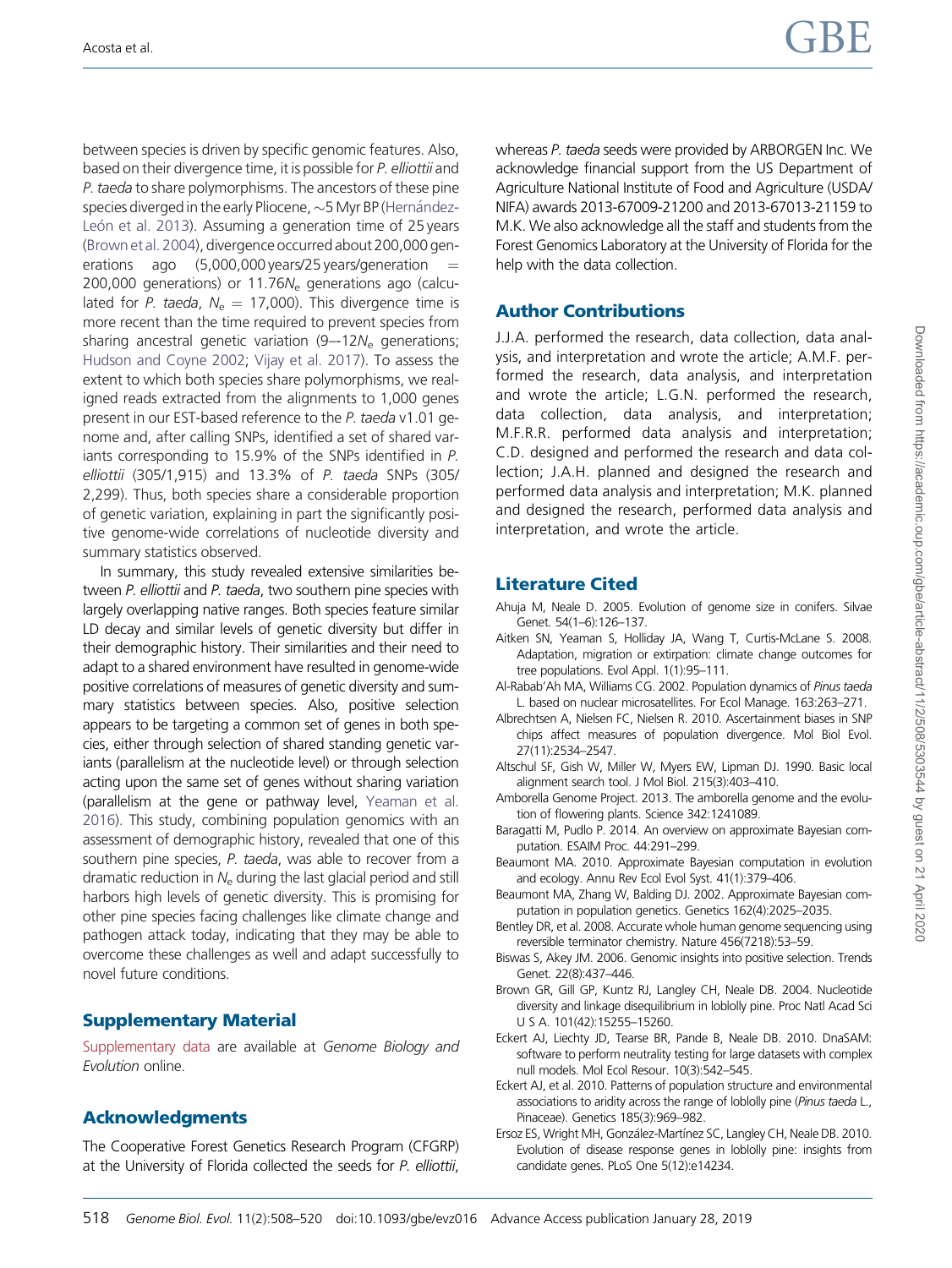between species is driven by specific genomic features. Also, based on their divergence time, it is possible for *P. elliottii* and *P. taeda* to share polymorphisms. The ancestors of these pine species diverged in the early Pliocene, ∼5 Myr BP (Hernández-León et al. 2013). Assuming a generation time of 25 years (Brown et al. 2004), divergence occurred about 200,000 generations ago (5,000,000 years/25 years/generation = 200,000 generations) or 11.76$N_e$ generations ago (calculated for *P. taeda*, $N_e = 17{,}000$). This divergence time is more recent than the time required to prevent species from sharing ancestral genetic variation (9—12$N_e$ generations; Hudson and Coyne 2002; Vijay et al. 2017). To assess the extent to which both species share polymorphisms, we realigned reads extracted from the alignments to 1,000 genes present in our EST-based reference to the *P. taeda* v1.01 genome and, after calling SNPs, identified a set of shared variants corresponding to 15.9% of the SNPs identified in *P. elliottii* (305/1,915) and 13.3% of *P. taeda* SNPs (305/2,299). Thus, both species share a considerable proportion of genetic variation, explaining in part the significantly positive genome-wide correlations of nucleotide diversity and summary statistics observed.

In summary, this study revealed extensive similarities between *P. elliottii* and *P. taeda*, two southern pine species with largely overlapping native ranges. Both species feature similar LD decay and similar levels of genetic diversity but differ in their demographic history. Their similarities and their need to adapt to a shared environment have resulted in genome-wide positive correlations of measures of genetic diversity and summary statistics between species. Also, positive selection appears to be targeting a common set of genes in both species, either through selection of shared standing genetic variants (parallelism at the nucleotide level) or through selection acting upon the same set of genes without sharing variation (parallelism at the gene or pathway level, Yeaman et al. 2016). This study, combining population genomics with an assessment of demographic history, revealed that one of this southern pine species, *P. taeda*, was able to recover from a dramatic reduction in $N_e$ during the last glacial period and still harbors high levels of genetic diversity. This is promising for other pine species facing challenges like climate change and pathogen attack today, indicating that they may be able to overcome these challenges as well and adapt successfully to novel future conditions.

## Supplementary Material

Supplementary data are available at *Genome Biology and Evolution* online.

## Acknowledgments

The Cooperative Forest Genetics Research Program (CFGRP) at the University of Florida collected the seeds for *P. elliottii*, whereas *P. taeda* seeds were provided by ARBORGEN Inc. We acknowledge financial support from the US Department of Agriculture National Institute of Food and Agriculture (USDA/NIFA) awards 2013-67009-21200 and 2013-67013-21159 to M.K. We also acknowledge all the staff and students from the Forest Genomics Laboratory at the University of Florida for the help with the data collection.

## Author Contributions

J.J.A. performed the research, data collection, data analysis, and interpretation and wrote the article; A.M.F. performed the research, data analysis, and interpretation and wrote the article; L.G.N. performed the research, data collection, data analysis, and interpretation; M.F.R.R. performed data analysis and interpretation; C.D. designed and performed the research and data collection; J.A.H. planned and designed the research and performed data analysis and interpretation; M.K. planned and designed the research, performed data analysis and interpretation, and wrote the article.

## Literature Cited

Ahuja M, Neale D. 2005. Evolution of genome size in conifers. Silvae Genet. 54(1–6):126–137.

Aitken SN, Yeaman S, Holliday JA, Wang T, Curtis-McLane S. 2008. Adaptation, migration or extirpation: climate change outcomes for tree populations. Evol Appl. 1(1):95–111.

Al-Rabab'Ah MA, Williams CG. 2002. Population dynamics of *Pinus taeda* L. based on nuclear microsatellites. For Ecol Manage. 163:263–271.

Albrechtsen A, Nielsen FC, Nielsen R. 2010. Ascertainment biases in SNP chips affect measures of population divergence. Mol Biol Evol. 27(11):2534–2547.

Altschul SF, Gish W, Miller W, Myers EW, Lipman DJ. 1990. Basic local alignment search tool. J Mol Biol. 215(3):403–410.

Amborella Genome Project. 2013. The amborella genome and the evolution of flowering plants. Science 342:1241089.

Baragatti M, Pudlo P. 2014. An overview on approximate Bayesian computation. ESAIM Proc. 44:291–299.

Beaumont MA. 2010. Approximate Bayesian computation in evolution and ecology. Annu Rev Ecol Evol Syst. 41(1):379–406.

Beaumont MA, Zhang W, Balding DJ. 2002. Approximate Bayesian computation in population genetics. Genetics 162(4):2025–2035.

Bentley DR, et al. 2008. Accurate whole human genome sequencing using reversible terminator chemistry. Nature 456(7218):53–59.

Biswas S, Akey JM. 2006. Genomic insights into positive selection. Trends Genet. 22(8):437–446.

Brown GR, Gill GP, Kuntz RJ, Langley CH, Neale DB. 2004. Nucleotide diversity and linkage disequilibrium in loblolly pine. Proc Natl Acad Sci U S A. 101(42):15255–15260.

Eckert AJ, Liechty JD, Tearse BR, Pande B, Neale DB. 2010. DnaSAM: software to perform neutrality testing for large datasets with complex null models. Mol Ecol Resour. 10(3):542–545.

Eckert AJ, et al. 2010. Patterns of population structure and environmental associations to aridity across the range of loblolly pine (*Pinus taeda* L., Pinaceae). Genetics 185(3):969–982.

Ersoz ES, Wright MH, González-Martínez SC, Langley CH, Neale DB. 2010. Evolution of disease response genes in loblolly pine: insights from candidate genes. PLoS One 5(12):e14234.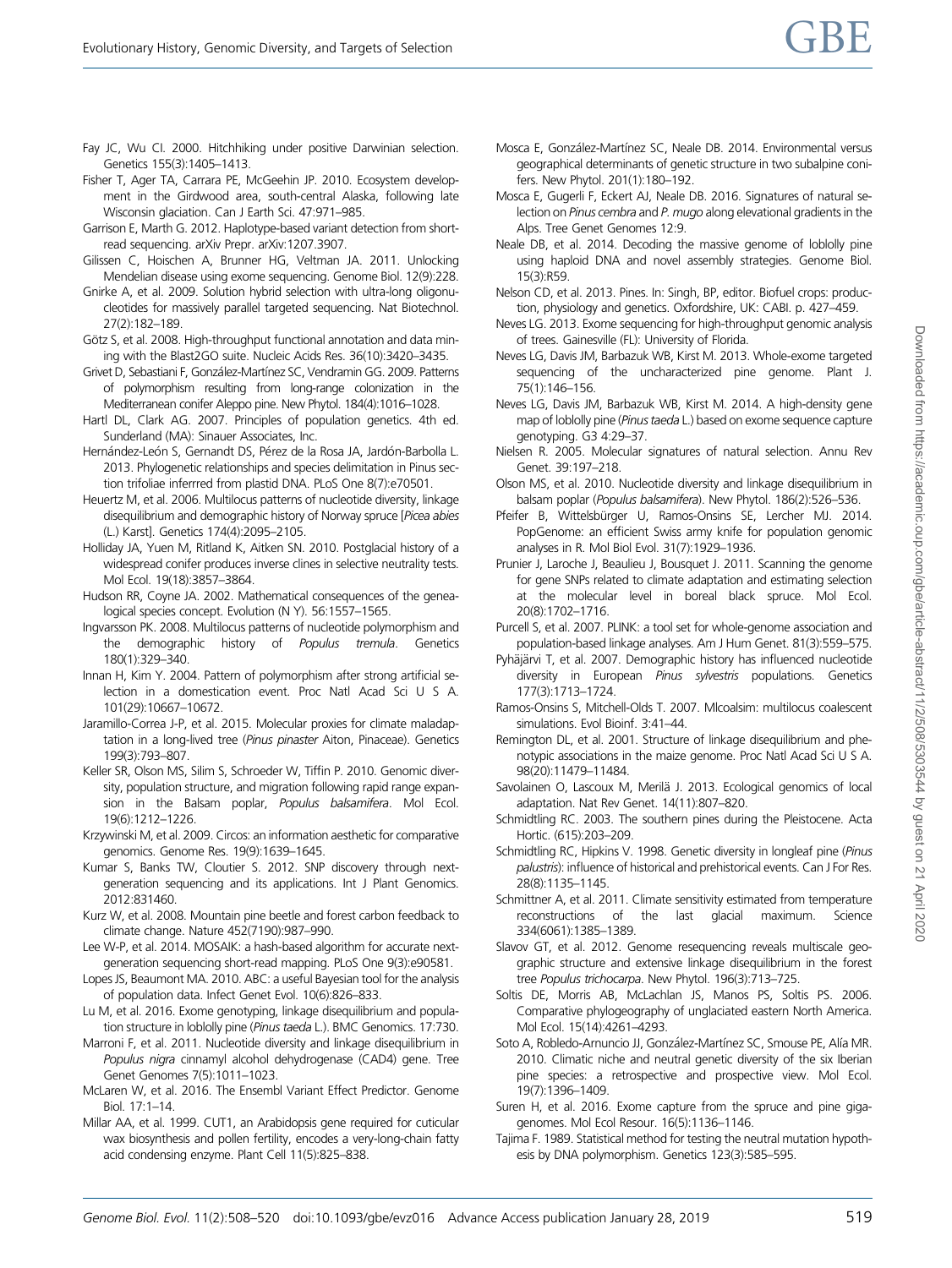Fay JC, Wu CI. 2000. Hitchhiking under positive Darwinian selection. Genetics 155(3):1405–1413.

Fisher T, Ager TA, Carrara PE, McGeehin JP. 2010. Ecosystem development in the Girdwood area, south-central Alaska, following late Wisconsin glaciation. Can J Earth Sci. 47:971–985.

Garrison E, Marth G. 2012. Haplotype-based variant detection from short-read sequencing. arXiv Prepr. arXiv:1207.3907.

Gilissen C, Hoischen A, Brunner HG, Veltman JA. 2011. Unlocking Mendelian disease using exome sequencing. Genome Biol. 12(9):228.

Gnirke A, et al. 2009. Solution hybrid selection with ultra-long oligonucleotides for massively parallel targeted sequencing. Nat Biotechnol. 27(2):182–189.

Götz S, et al. 2008. High-throughput functional annotation and data mining with the Blast2GO suite. Nucleic Acids Res. 36(10):3420–3435.

Grivet D, Sebastiani F, González-Martínez SC, Vendramin GG. 2009. Patterns of polymorphism resulting from long-range colonization in the Mediterranean conifer Aleppo pine. New Phytol. 184(4):1016–1028.

Hartl DL, Clark AG. 2007. Principles of population genetics. 4th ed. Sunderland (MA): Sinauer Associates, Inc.

Hernández-León S, Gernandt DS, Pérez de la Rosa JA, Jardón-Barbolla L. 2013. Phylogenetic relationships and species delimitation in Pinus section trifoliae inferrred from plastid DNA. PLoS One 8(7):e70501.

Heuertz M, et al. 2006. Multilocus patterns of nucleotide diversity, linkage disequilibrium and demographic history of Norway spruce [*Picea abies* (L.) Karst]. Genetics 174(4):2095–2105.

Holliday JA, Yuen M, Ritland K, Aitken SN. 2010. Postglacial history of a widespread conifer produces inverse clines in selective neutrality tests. Mol Ecol. 19(18):3857–3864.

Hudson RR, Coyne JA. 2002. Mathematical consequences of the genealogical species concept. Evolution (N Y). 56:1557–1565.

Ingvarsson PK. 2008. Multilocus patterns of nucleotide polymorphism and the demographic history of *Populus tremula*. Genetics 180(1):329–340.

Innan H, Kim Y. 2004. Pattern of polymorphism after strong artificial selection in a domestication event. Proc Natl Acad Sci U S A. 101(29):10667–10672.

Jaramillo-Correa J-P, et al. 2015. Molecular proxies for climate maladaptation in a long-lived tree (*Pinus pinaster* Aiton, Pinaceae). Genetics 199(3):793–807.

Keller SR, Olson MS, Silim S, Schroeder W, Tiffin P. 2010. Genomic diversity, population structure, and migration following rapid range expansion in the Balsam poplar, *Populus balsamifera*. Mol Ecol. 19(6):1212–1226.

Krzywinski M, et al. 2009. Circos: an information aesthetic for comparative genomics. Genome Res. 19(9):1639–1645.

Kumar S, Banks TW, Cloutier S. 2012. SNP discovery through next-generation sequencing and its applications. Int J Plant Genomics. 2012:831460.

Kurz W, et al. 2008. Mountain pine beetle and forest carbon feedback to climate change. Nature 452(7190):987–990.

Lee W-P, et al. 2014. MOSAIK: a hash-based algorithm for accurate next-generation sequencing short-read mapping. PLoS One 9(3):e90581.

Lopes JS, Beaumont MA. 2010. ABC: a useful Bayesian tool for the analysis of population data. Infect Genet Evol. 10(6):826–833.

Lu M, et al. 2016. Exome genotyping, linkage disequilibrium and population structure in loblolly pine (*Pinus taeda* L.). BMC Genomics. 17:730.

Marroni F, et al. 2011. Nucleotide diversity and linkage disequilibrium in *Populus nigra* cinnamyl alcohol dehydrogenase (CAD4) gene. Tree Genet Genomes 7(5):1011–1023.

McLaren W, et al. 2016. The Ensembl Variant Effect Predictor. Genome Biol. 17:1–14.

Millar AA, et al. 1999. CUT1, an Arabidopsis gene required for cuticular wax biosynthesis and pollen fertility, encodes a very-long-chain fatty acid condensing enzyme. Plant Cell 11(5):825–838.

Mosca E, González-Martínez SC, Neale DB. 2014. Environmental versus geographical determinants of genetic structure in two subalpine conifers. New Phytol. 201(1):180–192.

Mosca E, Gugerli F, Eckert AJ, Neale DB. 2016. Signatures of natural selection on *Pinus cembra* and *P. mugo* along elevational gradients in the Alps. Tree Genet Genomes 12:9.

Neale DB, et al. 2014. Decoding the massive genome of loblolly pine using haploid DNA and novel assembly strategies. Genome Biol. 15(3):R59.

Nelson CD, et al. 2013. Pines. In: Singh, BP, editor. Biofuel crops: production, physiology and genetics. Oxfordshire, UK: CABI. p. 427–459.

Neves LG. 2013. Exome sequencing for high-throughput genomic analysis of trees. Gainesville (FL): University of Florida.

Neves LG, Davis JM, Barbazuk WB, Kirst M. 2013. Whole-exome targeted sequencing of the uncharacterized pine genome. Plant J. 75(1):146–156.

Neves LG, Davis JM, Barbazuk WB, Kirst M. 2014. A high-density gene map of loblolly pine (*Pinus taeda* L.) based on exome sequence capture genotyping. G3 4:29–37.

Nielsen R. 2005. Molecular signatures of natural selection. Annu Rev Genet. 39:197–218.

Olson MS, et al. 2010. Nucleotide diversity and linkage disequilibrium in balsam poplar (*Populus balsamifera*). New Phytol. 186(2):526–536.

Pfeifer B, Wittelsbürger U, Ramos-Onsins SE, Lercher MJ. 2014. PopGenome: an efficient Swiss army knife for population genomic analyses in R. Mol Biol Evol. 31(7):1929–1936.

Prunier J, Laroche J, Beaulieu J, Bousquet J. 2011. Scanning the genome for gene SNPs related to climate adaptation and estimating selection at the molecular level in boreal black spruce. Mol Ecol. 20(8):1702–1716.

Purcell S, et al. 2007. PLINK: a tool set for whole-genome association and population-based linkage analyses. Am J Hum Genet. 81(3):559–575.

Pyhäjärvi T, et al. 2007. Demographic history has influenced nucleotide diversity in European *Pinus sylvestris* populations. Genetics 177(3):1713–1724.

Ramos-Onsins S, Mitchell-Olds T. 2007. Mlcoalsim: multilocus coalescent simulations. Evol Bioinf. 3:41–44.

Remington DL, et al. 2001. Structure of linkage disequilibrium and phenotypic associations in the maize genome. Proc Natl Acad Sci U S A. 98(20):11479–11484.

Savolainen O, Lascoux M, Merilä J. 2013. Ecological genomics of local adaptation. Nat Rev Genet. 14(11):807–820.

Schmidtling RC. 2003. The southern pines during the Pleistocene. Acta Hortic. (615):203–209.

Schmidtling RC, Hipkins V. 1998. Genetic diversity in longleaf pine (*Pinus palustris*): influence of historical and prehistorical events. Can J For Res. 28(8):1135–1145.

Schmittner A, et al. 2011. Climate sensitivity estimated from temperature reconstructions of the last glacial maximum. Science 334(6061):1385–1389.

Slavov GT, et al. 2012. Genome resequencing reveals multiscale geographic structure and extensive linkage disequilibrium in the forest tree *Populus trichocarpa*. New Phytol. 196(3):713–725.

Soltis DE, Morris AB, McLachlan JS, Manos PS, Soltis PS. 2006. Comparative phylogeography of unglaciated eastern North America. Mol Ecol. 15(14):4261–4293.

Soto A, Robledo-Arnuncio JJ, González-Martínez SC, Smouse PE, Alía MR. 2010. Climatic niche and neutral genetic diversity of the six Iberian pine species: a retrospective and prospective view. Mol Ecol. 19(7):1396–1409.

Suren H, et al. 2016. Exome capture from the spruce and pine giga-genomes. Mol Ecol Resour. 16(5):1136–1146.

Tajima F. 1989. Statistical method for testing the neutral mutation hypothesis by DNA polymorphism. Genetics 123(3):585–595.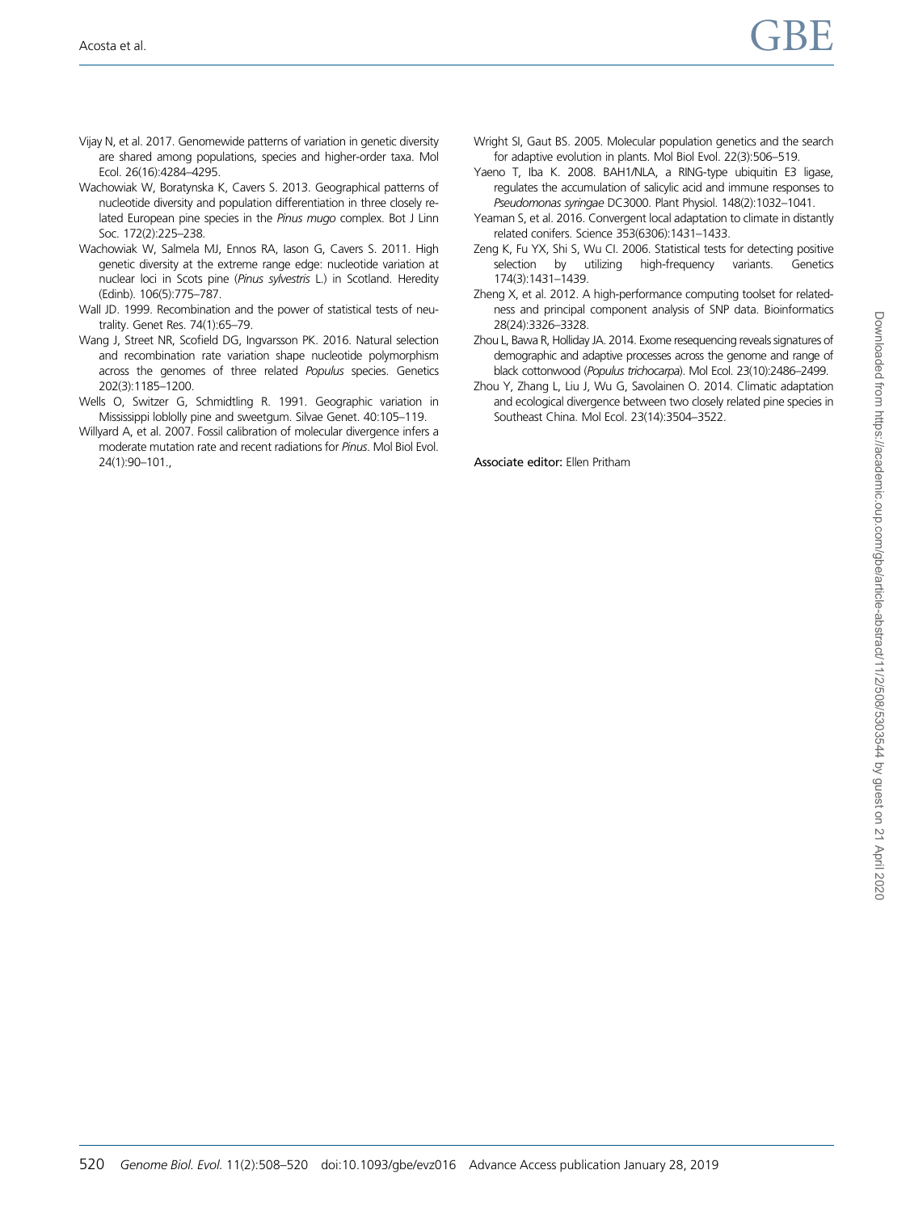Vijay N, et al. 2017. Genomewide patterns of variation in genetic diversity are shared among populations, species and higher-order taxa. Mol Ecol. 26(16):4284–4295.

Wachowiak W, Boratynska K, Cavers S. 2013. Geographical patterns of nucleotide diversity and population differentiation in three closely related European pine species in the *Pinus mugo* complex. Bot J Linn Soc. 172(2):225–238.

Wachowiak W, Salmela MJ, Ennos RA, Iason G, Cavers S. 2011. High genetic diversity at the extreme range edge: nucleotide variation at nuclear loci in Scots pine (*Pinus sylvestris* L.) in Scotland. Heredity (Edinb). 106(5):775–787.

Wall JD. 1999. Recombination and the power of statistical tests of neutrality. Genet Res. 74(1):65–79.

Wang J, Street NR, Scofield DG, Ingvarsson PK. 2016. Natural selection and recombination rate variation shape nucleotide polymorphism across the genomes of three related *Populus* species. Genetics 202(3):1185–1200.

Wells O, Switzer G, Schmidtling R. 1991. Geographic variation in Mississippi loblolly pine and sweetgum. Silvae Genet. 40:105–119.

Willyard A, et al. 2007. Fossil calibration of molecular divergence infers a moderate mutation rate and recent radiations for *Pinus*. Mol Biol Evol. 24(1):90–101.,

Wright SI, Gaut BS. 2005. Molecular population genetics and the search for adaptive evolution in plants. Mol Biol Evol. 22(3):506–519.

Yaeno T, Iba K. 2008. BAH1/NLA, a RING-type ubiquitin E3 ligase, regulates the accumulation of salicylic acid and immune responses to *Pseudomonas syringae* DC3000. Plant Physiol. 148(2):1032–1041.

Yeaman S, et al. 2016. Convergent local adaptation to climate in distantly related conifers. Science 353(6306):1431–1433.

Zeng K, Fu YX, Shi S, Wu CI. 2006. Statistical tests for detecting positive selection by utilizing high-frequency variants. Genetics 174(3):1431–1439.

Zheng X, et al. 2012. A high-performance computing toolset for relatedness and principal component analysis of SNP data. Bioinformatics 28(24):3326–3328.

Zhou L, Bawa R, Holliday JA. 2014. Exome resequencing reveals signatures of demographic and adaptive processes across the genome and range of black cottonwood (*Populus trichocarpa*). Mol Ecol. 23(10):2486–2499.

Zhou Y, Zhang L, Liu J, Wu G, Savolainen O. 2014. Climatic adaptation and ecological divergence between two closely related pine species in Southeast China. Mol Ecol. 23(14):3504–3522.

**Associate editor:** Ellen Pritham